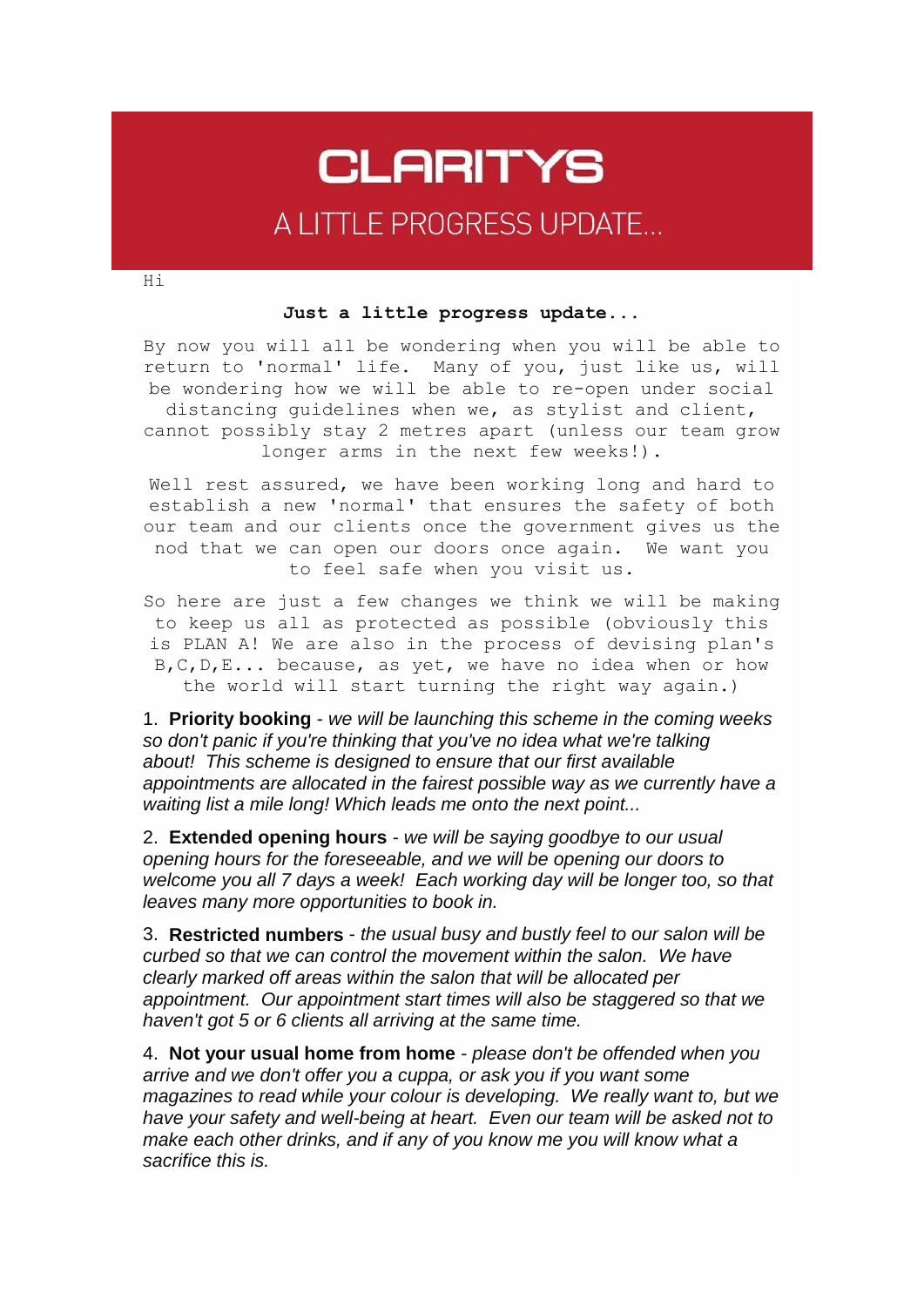# CLARITYS

## A LITTLE PROGRESS UPDATE...

Hi

**Just a little progress update...**

By now you will all be wondering when you will be able to return to 'normal' life. Many of you, just like us, will be wondering how we will be able to re-open under social distancing guidelines when we, as stylist and client, cannot possibly stay 2 metres apart (unless our team grow longer arms in the next few weeks!).

Well rest assured, we have been working long and hard to establish a new 'normal' that ensures the safety of both our team and our clients once the government gives us the nod that we can open our doors once again. We want you to feel safe when you visit us.

So here are just a few changes we think we will be making to keep us all as protected as possible (obviously this is PLAN A! We are also in the process of devising plan's B,C,D,E... because, as yet, we have no idea when or how the world will start turning the right way again.)

1. **Priority booking** - *we will be launching this scheme in the coming weeks so don't panic if you're thinking that you've no idea what we're talking about! This scheme is designed to ensure that our first available appointments are allocated in the fairest possible way as we currently have a waiting list a mile long! Which leads me onto the next point...*

2. **Extended opening hours** - *we will be saying goodbye to our usual opening hours for the foreseeable, and we will be opening our doors to welcome you all 7 days a week! Each working day will be longer too, so that leaves many more opportunities to book in.*

3. **Restricted numbers** - *the usual busy and bustly feel to our salon will be curbed so that we can control the movement within the salon. We have clearly marked off areas within the salon that will be allocated per appointment. Our appointment start times will also be staggered so that we haven't got 5 or 6 clients all arriving at the same time.*

4. **Not your usual home from home** - *please don't be offended when you arrive and we don't offer you a cuppa, or ask you if you want some magazines to read while your colour is developing. We really want to, but we have your safety and well-being at heart. Even our team will be asked not to make each other drinks, and if any of you know me you will know what a sacrifice this is.*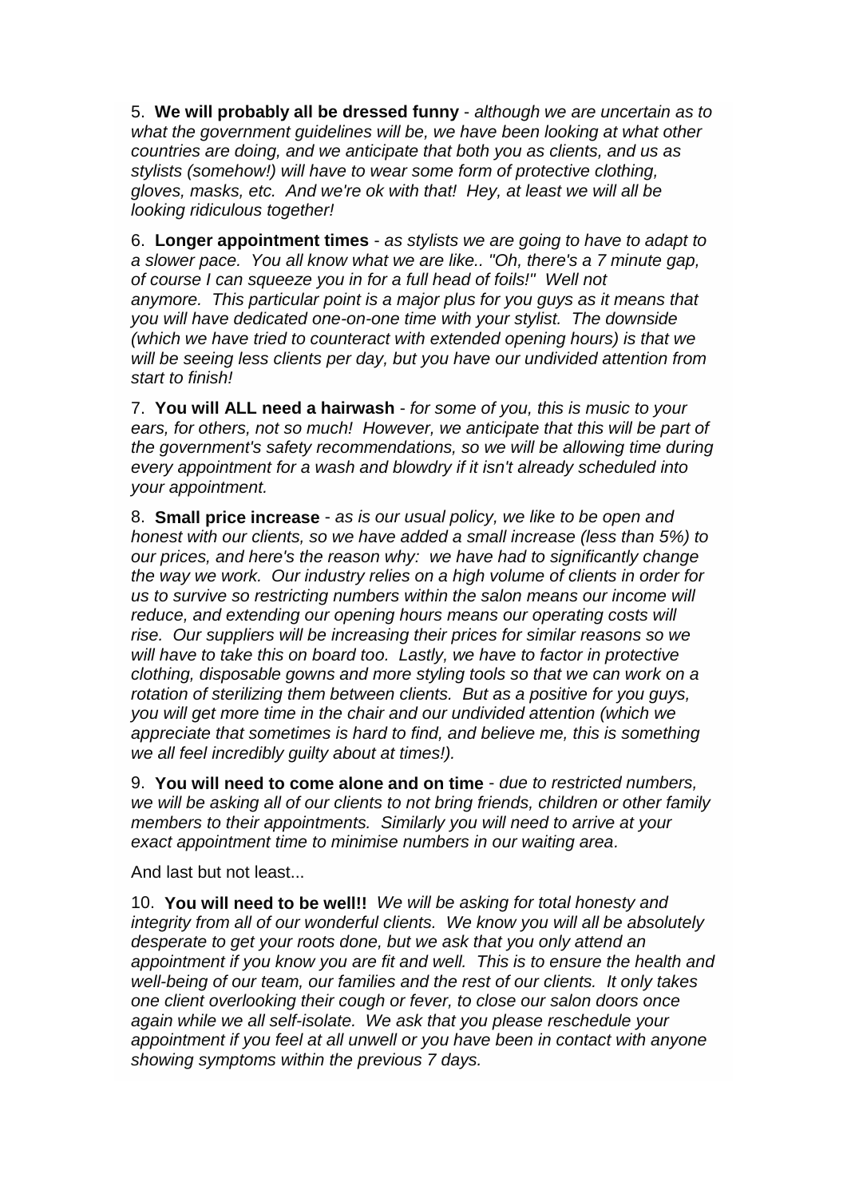5. **We will probably all be dressed funny** - *although we are uncertain as to what the government guidelines will be, we have been looking at what other countries are doing, and we anticipate that both you as clients, and us as stylists (somehow!) will have to wear some form of protective clothing, gloves, masks, etc. And we're ok with that! Hey, at least we will all be looking ridiculous together!*

6. **Longer appointment times** - *as stylists we are going to have to adapt to a slower pace. You all know what we are like.. "Oh, there's a 7 minute gap, of course I can squeeze you in for a full head of foils!" Well not anymore. This particular point is a major plus for you guys as it means that you will have dedicated one-on-one time with your stylist. The downside (which we have tried to counteract with extended opening hours) is that we will be seeing less clients per day, but you have our undivided attention from start to finish!*

7. **You will ALL need a hairwash** - *for some of you, this is music to your ears, for others, not so much! However, we anticipate that this will be part of the government's safety recommendations, so we will be allowing time during every appointment for a wash and blowdry if it isn't already scheduled into your appointment.*

8. **Small price increase** - *as is our usual policy, we like to be open and honest with our clients, so we have added a small increase (less than 5%) to our prices, and here's the reason why: we have had to significantly change the way we work. Our industry relies on a high volume of clients in order for us to survive so restricting numbers within the salon means our income will reduce, and extending our opening hours means our operating costs will rise. Our suppliers will be increasing their prices for similar reasons so we will have to take this on board too. Lastly, we have to factor in protective clothing, disposable gowns and more styling tools so that we can work on a rotation of sterilizing them between clients. But as a positive for you guys, you will get more time in the chair and our undivided attention (which we appreciate that sometimes is hard to find, and believe me, this is something we all feel incredibly guilty about at times!).*

9. **You will need to come alone and on time** - *due to restricted numbers, we will be asking all of our clients to not bring friends, children or other family members to their appointments. Similarly you will need to arrive at your exact appointment time to minimise numbers in our waiting area.*

And last but not least...

10. **You will need to be well!!** *We will be asking for total honesty and integrity from all of our wonderful clients. We know you will all be absolutely desperate to get your roots done, but we ask that you only attend an appointment if you know you are fit and well. This is to ensure the health and well-being of our team, our families and the rest of our clients. It only takes one client overlooking their cough or fever, to close our salon doors once again while we all self-isolate. We ask that you please reschedule your appointment if you feel at all unwell or you have been in contact with anyone showing symptoms within the previous 7 days.*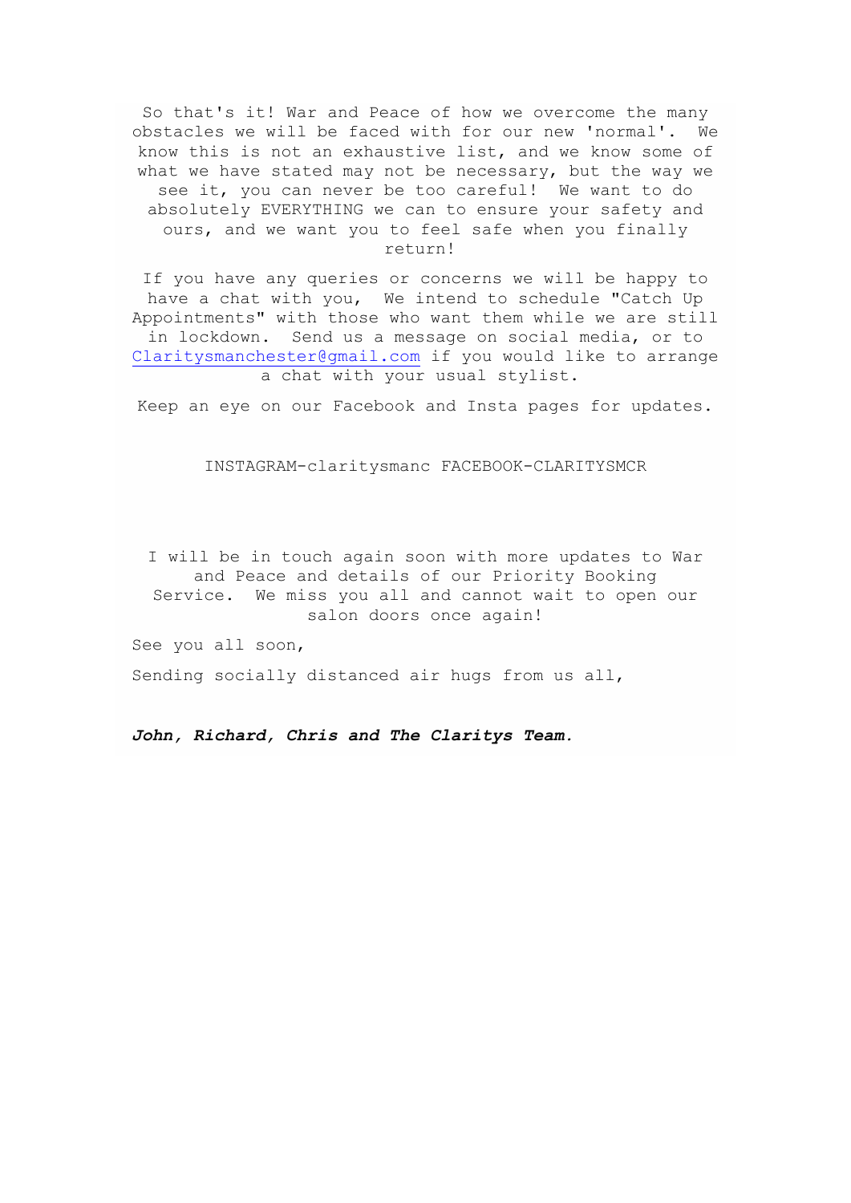So that's it! War and Peace of how we overcome the many obstacles we will be faced with for our new 'normal'. We know this is not an exhaustive list, and we know some of what we have stated may not be necessary, but the way we see it, you can never be too careful! We want to do absolutely EVERYTHING we can to ensure your safety and ours, and we want you to feel safe when you finally return!

If you have any queries or concerns we will be happy to have a chat with you, We intend to schedule "Catch Up Appointments" with those who want them while we are still in lockdown. Send us a message on social media, or to Claritysmanchester@gmail.com if you would like to arrange a chat with your usual stylist.

Keep an eye on our Facebook and Insta pages for updates.

INSTAGRAM-claritysmanc FACEBOOK-CLARITYSMCR

I will be in touch again soon with more updates to War and Peace and details of our Priority Booking Service. We miss you all and cannot wait to open our salon doors once again!

See you all soon,

Sending socially distanced air hugs from us all,

***John, Richard, Chris and The Claritys Team.***